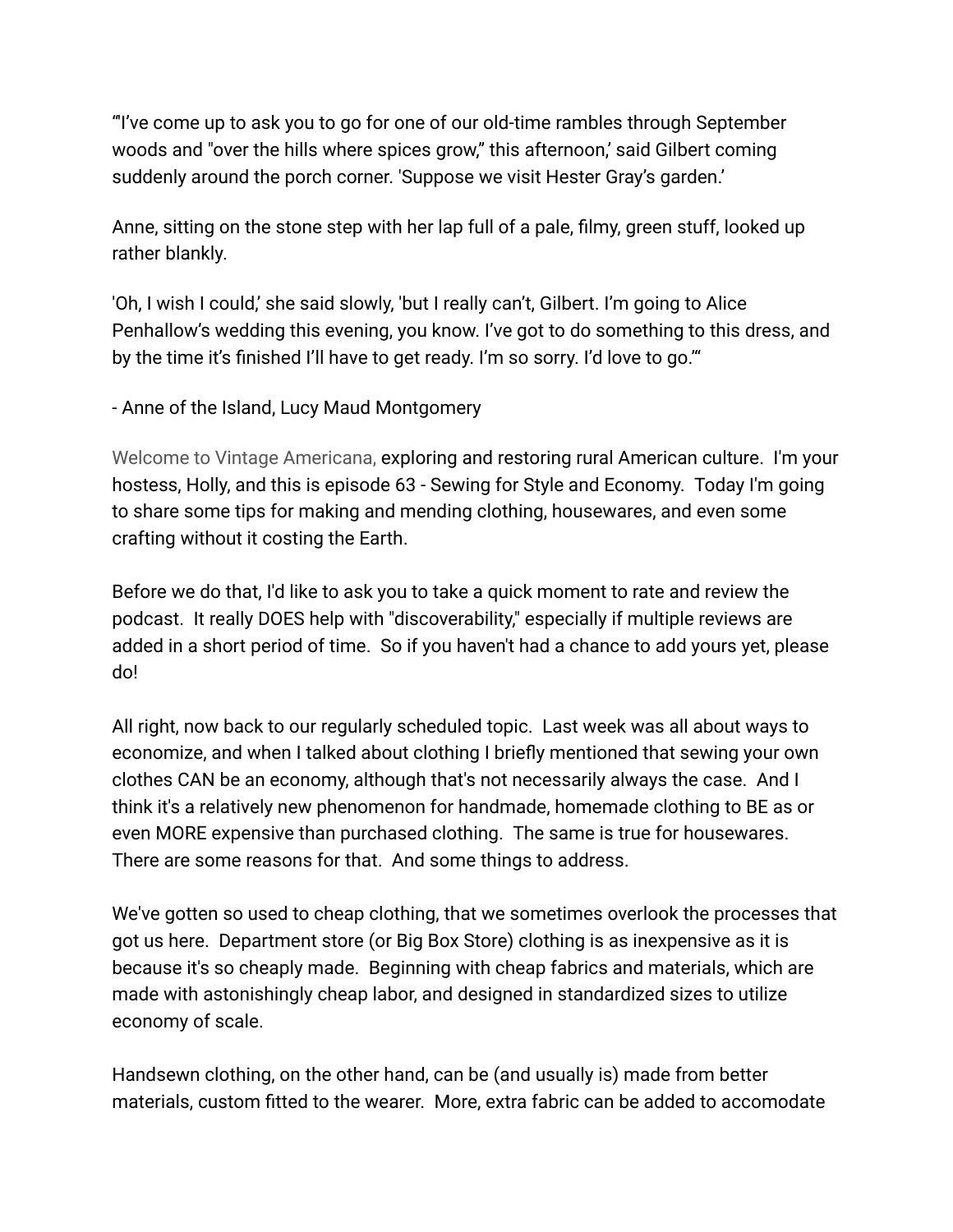"'I've come up to ask you to go for one of our old-time rambles through September woods and "over the hills where spices grow," this afternoon,' said Gilbert coming suddenly around the porch corner. 'Suppose we visit Hester Gray's garden.'

Anne, sitting on the stone step with her lap full of a pale, filmy, green stuff, looked up rather blankly.

'Oh, I wish I could,' she said slowly, 'but I really can't, Gilbert. I'm going to Alice Penhallow's wedding this evening, you know. I've got to do something to this dress, and by the time it's finished I'll have to get ready. I'm so sorry. I'd love to go.'"

- Anne of the Island, Lucy Maud Montgomery

Welcome to Vintage Americana, exploring and restoring rural American culture. I'm your hostess, Holly, and this is episode 63 - Sewing for Style and Economy. Today I'm going to share some tips for making and mending clothing, housewares, and even some crafting without it costing the Earth.

Before we do that, I'd like to ask you to take a quick moment to rate and review the podcast. It really DOES help with "discoverability," especially if multiple reviews are added in a short period of time. So if you haven't had a chance to add yours yet, please do!

All right, now back to our regularly scheduled topic. Last week was all about ways to economize, and when I talked about clothing I briefly mentioned that sewing your own clothes CAN be an economy, although that's not necessarily always the case. And I think it's a relatively new phenomenon for handmade, homemade clothing to BE as or even MORE expensive than purchased clothing. The same is true for housewares. There are some reasons for that. And some things to address.

We've gotten so used to cheap clothing, that we sometimes overlook the processes that got us here. Department store (or Big Box Store) clothing is as inexpensive as it is because it's so cheaply made. Beginning with cheap fabrics and materials, which are made with astonishingly cheap labor, and designed in standardized sizes to utilize economy of scale.

Handsewn clothing, on the other hand, can be (and usually is) made from better materials, custom fitted to the wearer. More, extra fabric can be added to accomodate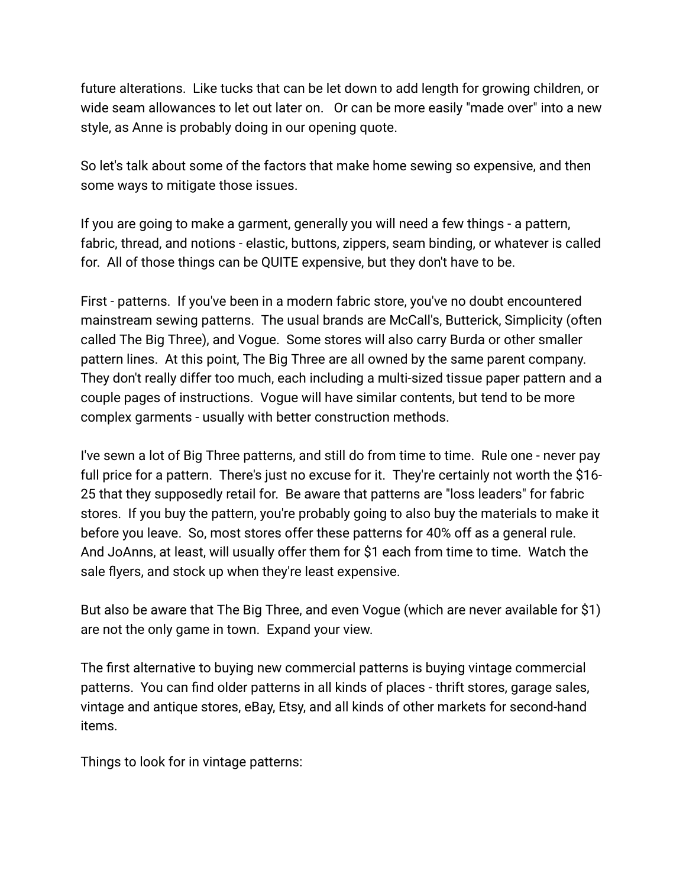future alterations.  Like tucks that can be let down to add length for growing children, or wide seam allowances to let out later on.   Or can be more easily "made over" into a new style, as Anne is probably doing in our opening quote.

So let's talk about some of the factors that make home sewing so expensive, and then some ways to mitigate those issues.

If you are going to make a garment, generally you will need a few things - a pattern, fabric, thread, and notions - elastic, buttons, zippers, seam binding, or whatever is called for.  All of those things can be QUITE expensive, but they don't have to be.

First - patterns.  If you've been in a modern fabric store, you've no doubt encountered mainstream sewing patterns.  The usual brands are McCall's, Butterick, Simplicity (often called The Big Three), and Vogue.  Some stores will also carry Burda or other smaller pattern lines.  At this point, The Big Three are all owned by the same parent company.  They don't really differ too much, each including a multi-sized tissue paper pattern and a couple pages of instructions.  Vogue will have similar contents, but tend to be more complex garments - usually with better construction methods.

I've sewn a lot of Big Three patterns, and still do from time to time.  Rule one - never pay full price for a pattern.  There's just no excuse for it.  They're certainly not worth the $16-25 that they supposedly retail for.  Be aware that patterns are "loss leaders" for fabric stores.  If you buy the pattern, you're probably going to also buy the materials to make it before you leave.  So, most stores offer these patterns for 40% off as a general rule.  And JoAnns, at least, will usually offer them for $1 each from time to time.  Watch the sale flyers, and stock up when they're least expensive.

But also be aware that The Big Three, and even Vogue (which are never available for $1) are not the only game in town.  Expand your view.

The first alternative to buying new commercial patterns is buying vintage commercial patterns.  You can find older patterns in all kinds of places - thrift stores, garage sales, vintage and antique stores, eBay, Etsy, and all kinds of other markets for second-hand items.

Things to look for in vintage patterns: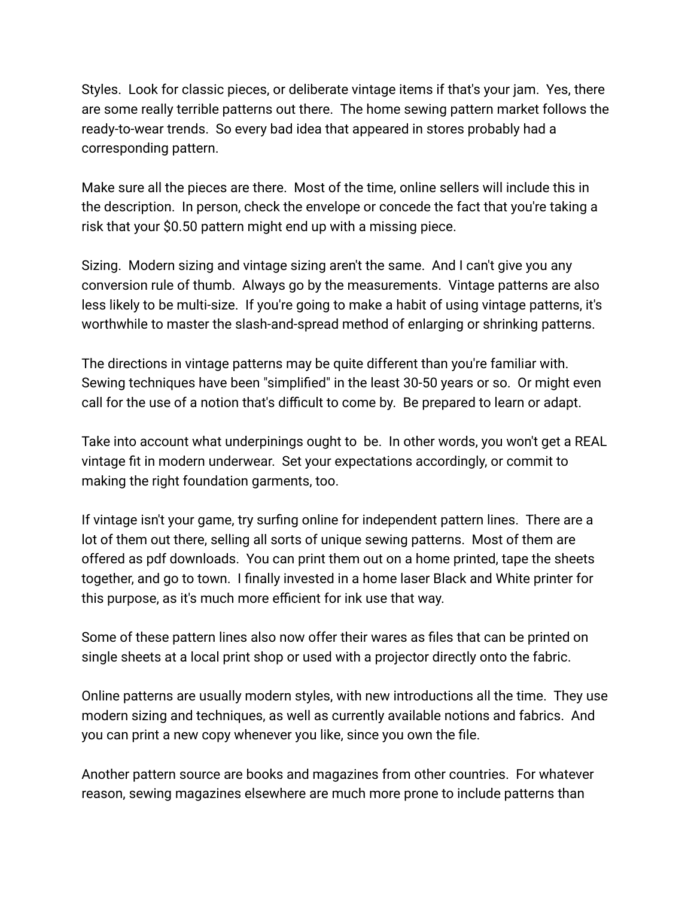Styles. Look for classic pieces, or deliberate vintage items if that's your jam. Yes, there are some really terrible patterns out there. The home sewing pattern market follows the ready-to-wear trends. So every bad idea that appeared in stores probably had a corresponding pattern.

Make sure all the pieces are there. Most of the time, online sellers will include this in the description. In person, check the envelope or concede the fact that you're taking a risk that your $0.50 pattern might end up with a missing piece.

Sizing. Modern sizing and vintage sizing aren't the same. And I can't give you any conversion rule of thumb. Always go by the measurements. Vintage patterns are also less likely to be multi-size. If you're going to make a habit of using vintage patterns, it's worthwhile to master the slash-and-spread method of enlarging or shrinking patterns.

The directions in vintage patterns may be quite different than you're familiar with. Sewing techniques have been "simplified" in the least 30-50 years or so. Or might even call for the use of a notion that's difficult to come by. Be prepared to learn or adapt.

Take into account what underpinings ought to be. In other words, you won't get a REAL vintage fit in modern underwear. Set your expectations accordingly, or commit to making the right foundation garments, too.

If vintage isn't your game, try surfing online for independent pattern lines. There are a lot of them out there, selling all sorts of unique sewing patterns. Most of them are offered as pdf downloads. You can print them out on a home printed, tape the sheets together, and go to town. I finally invested in a home laser Black and White printer for this purpose, as it's much more efficient for ink use that way.

Some of these pattern lines also now offer their wares as files that can be printed on single sheets at a local print shop or used with a projector directly onto the fabric.

Online patterns are usually modern styles, with new introductions all the time. They use modern sizing and techniques, as well as currently available notions and fabrics. And you can print a new copy whenever you like, since you own the file.

Another pattern source are books and magazines from other countries. For whatever reason, sewing magazines elsewhere are much more prone to include patterns than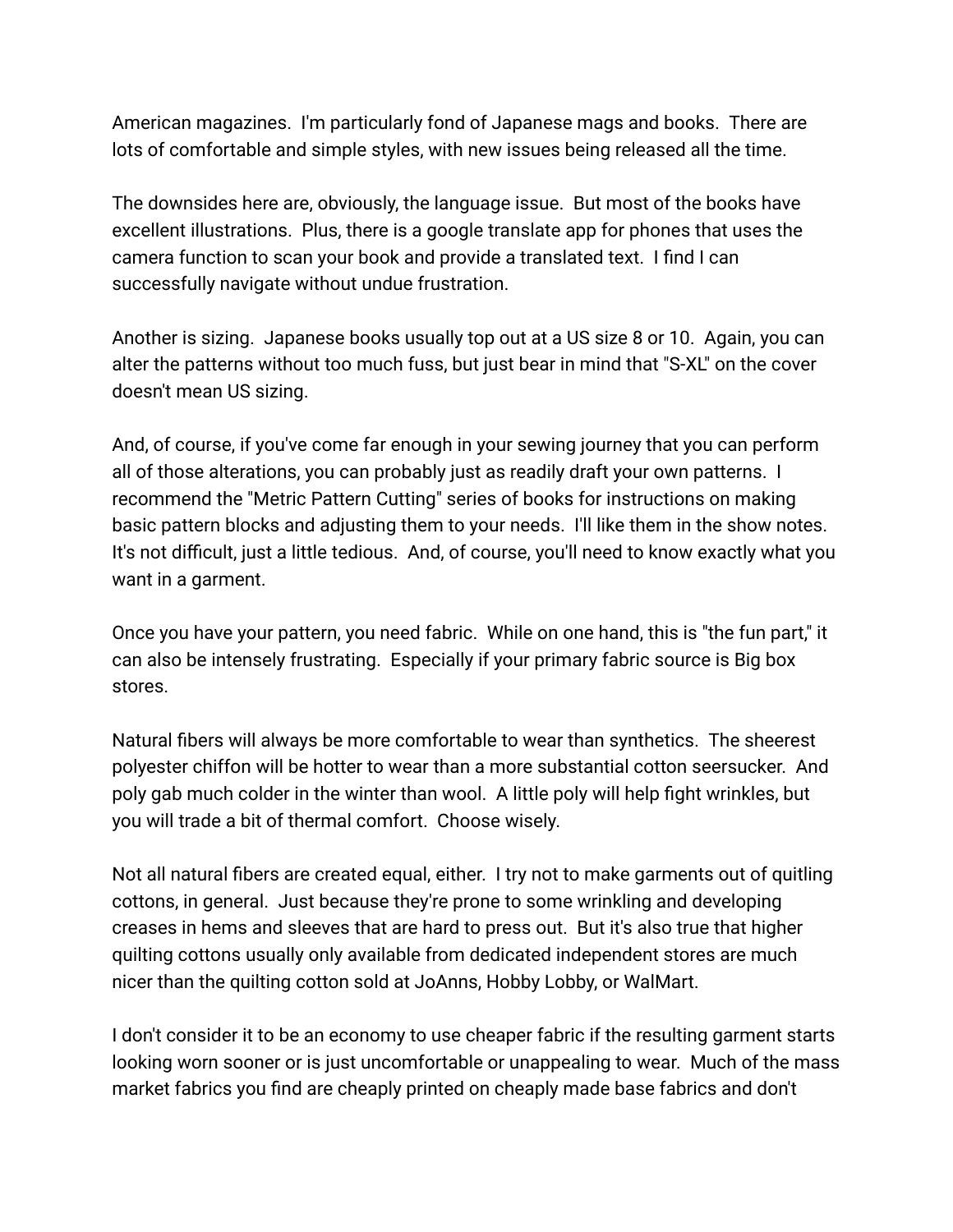American magazines.  I'm particularly fond of Japanese mags and books.  There are lots of comfortable and simple styles, with new issues being released all the time.

The downsides here are, obviously, the language issue.  But most of the books have excellent illustrations.  Plus, there is a google translate app for phones that uses the camera function to scan your book and provide a translated text.  I find I can successfully navigate without undue frustration.

Another is sizing.  Japanese books usually top out at a US size 8 or 10.  Again, you can alter the patterns without too much fuss, but just bear in mind that "S-XL" on the cover doesn't mean US sizing.

And, of course, if you've come far enough in your sewing journey that you can perform all of those alterations, you can probably just as readily draft your own patterns.  I recommend the "Metric Pattern Cutting" series of books for instructions on making basic pattern blocks and adjusting them to your needs.  I'll like them in the show notes.  It's not difficult, just a little tedious.  And, of course, you'll need to know exactly what you want in a garment.

Once you have your pattern, you need fabric.  While on one hand, this is "the fun part," it can also be intensely frustrating.  Especially if your primary fabric source is Big box stores.

Natural fibers will always be more comfortable to wear than synthetics.  The sheerest polyester chiffon will be hotter to wear than a more substantial cotton seersucker.  And poly gab much colder in the winter than wool.  A little poly will help fight wrinkles, but you will trade a bit of thermal comfort.  Choose wisely.

Not all natural fibers are created equal, either.  I try not to make garments out of quitling cottons, in general.  Just because they're prone to some wrinkling and developing creases in hems and sleeves that are hard to press out.  But it's also true that higher quilting cottons usually only available from dedicated independent stores are much nicer than the quilting cotton sold at JoAnns, Hobby Lobby, or WalMart.

I don't consider it to be an economy to use cheaper fabric if the resulting garment starts looking worn sooner or is just uncomfortable or unappealing to wear.  Much of the mass market fabrics you find are cheaply printed on cheaply made base fabrics and don't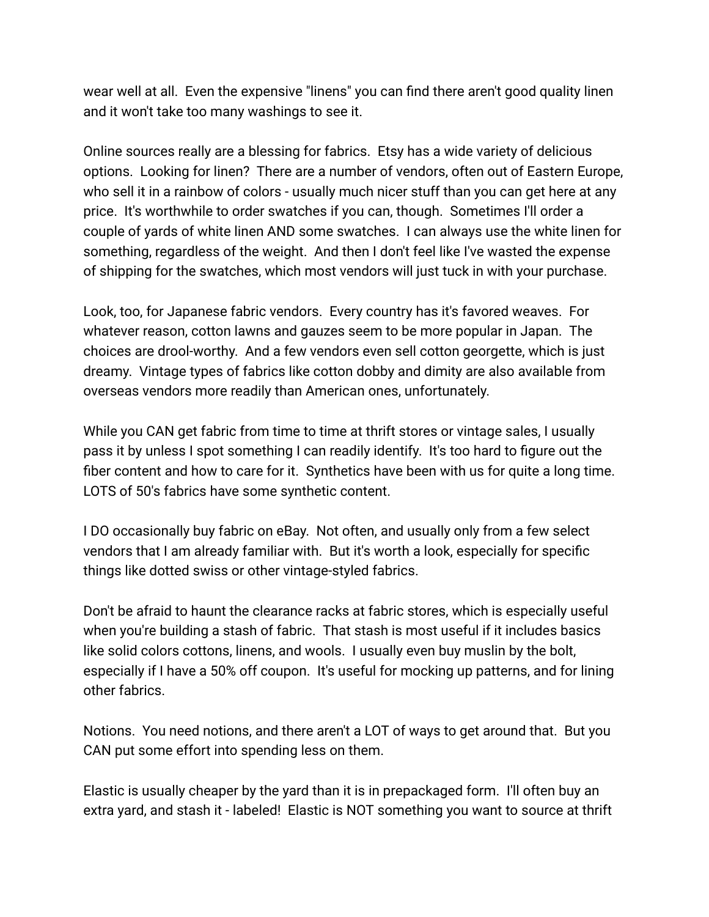wear well at all.  Even the expensive "linens" you can find there aren't good quality linen and it won't take too many washings to see it.

Online sources really are a blessing for fabrics.  Etsy has a wide variety of delicious options.  Looking for linen?  There are a number of vendors, often out of Eastern Europe, who sell it in a rainbow of colors - usually much nicer stuff than you can get here at any price.  It's worthwhile to order swatches if you can, though.  Sometimes I'll order a couple of yards of white linen AND some swatches.  I can always use the white linen for something, regardless of the weight.  And then I don't feel like I've wasted the expense of shipping for the swatches, which most vendors will just tuck in with your purchase.

Look, too, for Japanese fabric vendors.  Every country has it's favored weaves.  For whatever reason, cotton lawns and gauzes seem to be more popular in Japan.  The choices are drool-worthy.  And a few vendors even sell cotton georgette, which is just dreamy.  Vintage types of fabrics like cotton dobby and dimity are also available from overseas vendors more readily than American ones, unfortunately.

While you CAN get fabric from time to time at thrift stores or vintage sales, I usually pass it by unless I spot something I can readily identify.  It's too hard to figure out the fiber content and how to care for it.  Synthetics have been with us for quite a long time.  LOTS of 50's fabrics have some synthetic content.

I DO occasionally buy fabric on eBay.  Not often, and usually only from a few select vendors that I am already familiar with.  But it's worth a look, especially for specific things like dotted swiss or other vintage-styled fabrics.

Don't be afraid to haunt the clearance racks at fabric stores, which is especially useful when you're building a stash of fabric.  That stash is most useful if it includes basics like solid colors cottons, linens, and wools.  I usually even buy muslin by the bolt, especially if I have a 50% off coupon.  It's useful for mocking up patterns, and for lining other fabrics.

Notions.  You need notions, and there aren't a LOT of ways to get around that.  But you CAN put some effort into spending less on them.

Elastic is usually cheaper by the yard than it is in prepackaged form.  I'll often buy an extra yard, and stash it - labeled!  Elastic is NOT something you want to source at thrift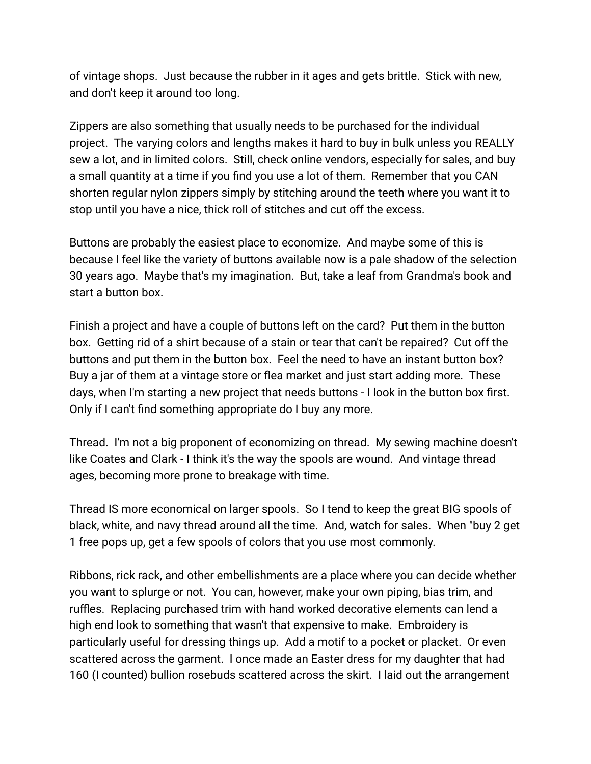of vintage shops. Just because the rubber in it ages and gets brittle. Stick with new, and don't keep it around too long.

Zippers are also something that usually needs to be purchased for the individual project. The varying colors and lengths makes it hard to buy in bulk unless you REALLY sew a lot, and in limited colors. Still, check online vendors, especially for sales, and buy a small quantity at a time if you find you use a lot of them. Remember that you CAN shorten regular nylon zippers simply by stitching around the teeth where you want it to stop until you have a nice, thick roll of stitches and cut off the excess.

Buttons are probably the easiest place to economize. And maybe some of this is because I feel like the variety of buttons available now is a pale shadow of the selection 30 years ago. Maybe that's my imagination. But, take a leaf from Grandma's book and start a button box.

Finish a project and have a couple of buttons left on the card? Put them in the button box. Getting rid of a shirt because of a stain or tear that can't be repaired? Cut off the buttons and put them in the button box. Feel the need to have an instant button box? Buy a jar of them at a vintage store or flea market and just start adding more. These days, when I'm starting a new project that needs buttons - I look in the button box first. Only if I can't find something appropriate do I buy any more.

Thread. I'm not a big proponent of economizing on thread. My sewing machine doesn't like Coates and Clark - I think it's the way the spools are wound. And vintage thread ages, becoming more prone to breakage with time.

Thread IS more economical on larger spools. So I tend to keep the great BIG spools of black, white, and navy thread around all the time. And, watch for sales. When "buy 2 get 1 free pops up, get a few spools of colors that you use most commonly.

Ribbons, rick rack, and other embellishments are a place where you can decide whether you want to splurge or not. You can, however, make your own piping, bias trim, and ruffles. Replacing purchased trim with hand worked decorative elements can lend a high end look to something that wasn't that expensive to make. Embroidery is particularly useful for dressing things up. Add a motif to a pocket or placket. Or even scattered across the garment. I once made an Easter dress for my daughter that had 160 (I counted) bullion rosebuds scattered across the skirt. I laid out the arrangement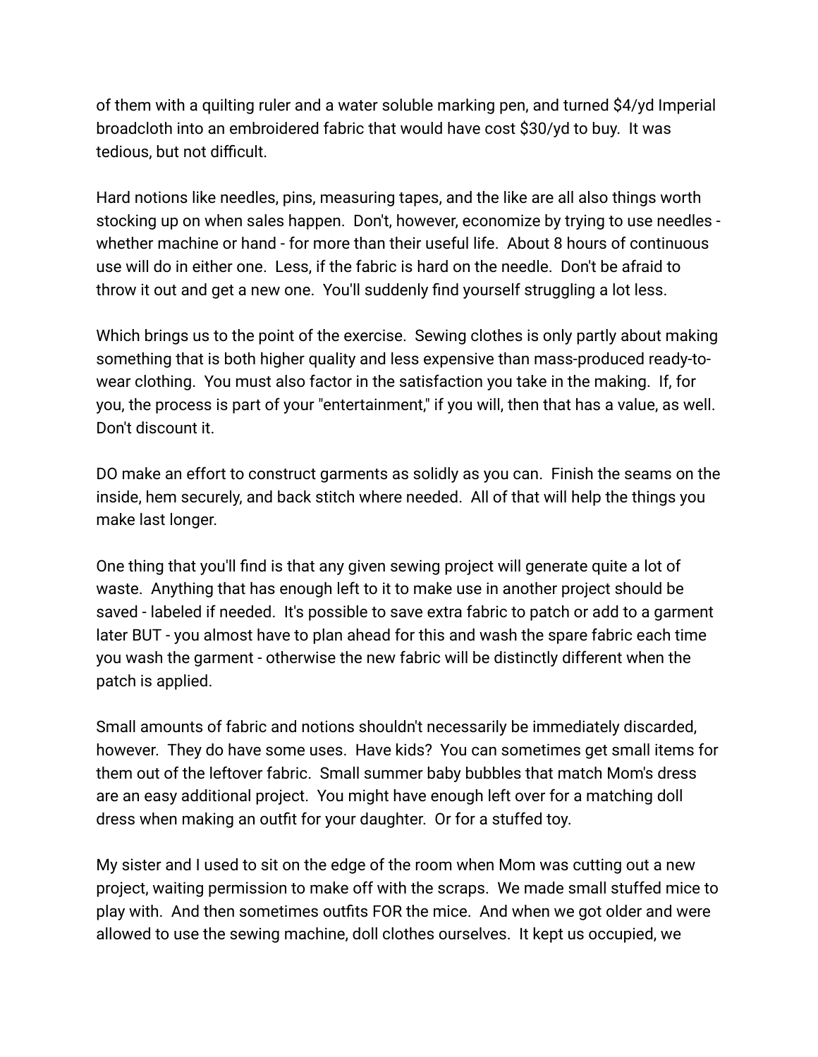of them with a quilting ruler and a water soluble marking pen, and turned $4/yd Imperial broadcloth into an embroidered fabric that would have cost $30/yd to buy. It was tedious, but not difficult.

Hard notions like needles, pins, measuring tapes, and the like are all also things worth stocking up on when sales happen. Don't, however, economize by trying to use needles - whether machine or hand - for more than their useful life. About 8 hours of continuous use will do in either one. Less, if the fabric is hard on the needle. Don't be afraid to throw it out and get a new one. You'll suddenly find yourself struggling a lot less.

Which brings us to the point of the exercise. Sewing clothes is only partly about making something that is both higher quality and less expensive than mass-produced ready-to-wear clothing. You must also factor in the satisfaction you take in the making. If, for you, the process is part of your "entertainment," if you will, then that has a value, as well. Don't discount it.

DO make an effort to construct garments as solidly as you can. Finish the seams on the inside, hem securely, and back stitch where needed. All of that will help the things you make last longer.

One thing that you'll find is that any given sewing project will generate quite a lot of waste. Anything that has enough left to it to make use in another project should be saved - labeled if needed. It's possible to save extra fabric to patch or add to a garment later BUT - you almost have to plan ahead for this and wash the spare fabric each time you wash the garment - otherwise the new fabric will be distinctly different when the patch is applied.

Small amounts of fabric and notions shouldn't necessarily be immediately discarded, however. They do have some uses. Have kids? You can sometimes get small items for them out of the leftover fabric. Small summer baby bubbles that match Mom's dress are an easy additional project. You might have enough left over for a matching doll dress when making an outfit for your daughter. Or for a stuffed toy.

My sister and I used to sit on the edge of the room when Mom was cutting out a new project, waiting permission to make off with the scraps. We made small stuffed mice to play with. And then sometimes outfits FOR the mice. And when we got older and were allowed to use the sewing machine, doll clothes ourselves. It kept us occupied, we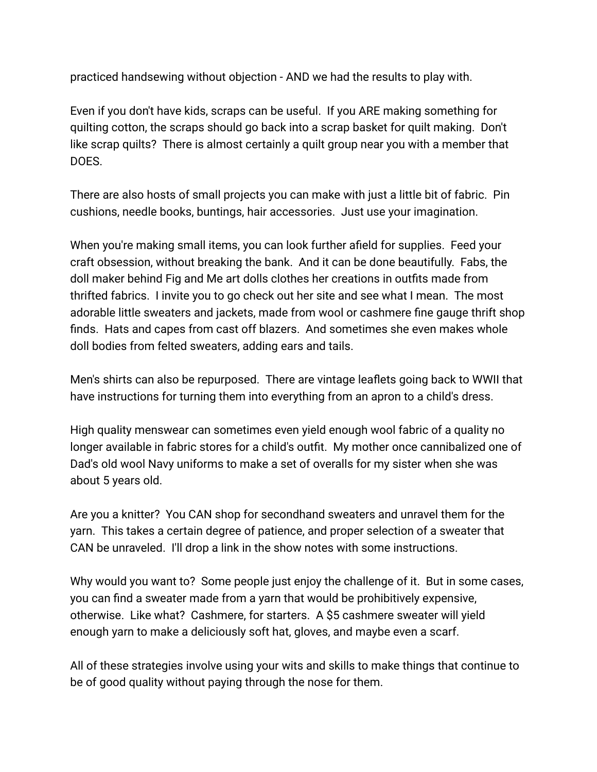practiced handsewing without objection - AND we had the results to play with.

Even if you don't have kids, scraps can be useful. If you ARE making something for quilting cotton, the scraps should go back into a scrap basket for quilt making. Don't like scrap quilts? There is almost certainly a quilt group near you with a member that DOES.

There are also hosts of small projects you can make with just a little bit of fabric. Pin cushions, needle books, buntings, hair accessories. Just use your imagination.

When you're making small items, you can look further afield for supplies. Feed your craft obsession, without breaking the bank. And it can be done beautifully. Fabs, the doll maker behind Fig and Me art dolls clothes her creations in outfits made from thrifted fabrics. I invite you to go check out her site and see what I mean. The most adorable little sweaters and jackets, made from wool or cashmere fine gauge thrift shop finds. Hats and capes from cast off blazers. And sometimes she even makes whole doll bodies from felted sweaters, adding ears and tails.

Men's shirts can also be repurposed. There are vintage leaflets going back to WWII that have instructions for turning them into everything from an apron to a child's dress.

High quality menswear can sometimes even yield enough wool fabric of a quality no longer available in fabric stores for a child's outfit. My mother once cannibalized one of Dad's old wool Navy uniforms to make a set of overalls for my sister when she was about 5 years old.

Are you a knitter? You CAN shop for secondhand sweaters and unravel them for the yarn. This takes a certain degree of patience, and proper selection of a sweater that CAN be unraveled. I'll drop a link in the show notes with some instructions.

Why would you want to? Some people just enjoy the challenge of it. But in some cases, you can find a sweater made from a yarn that would be prohibitively expensive, otherwise. Like what? Cashmere, for starters. A $5 cashmere sweater will yield enough yarn to make a deliciously soft hat, gloves, and maybe even a scarf.

All of these strategies involve using your wits and skills to make things that continue to be of good quality without paying through the nose for them.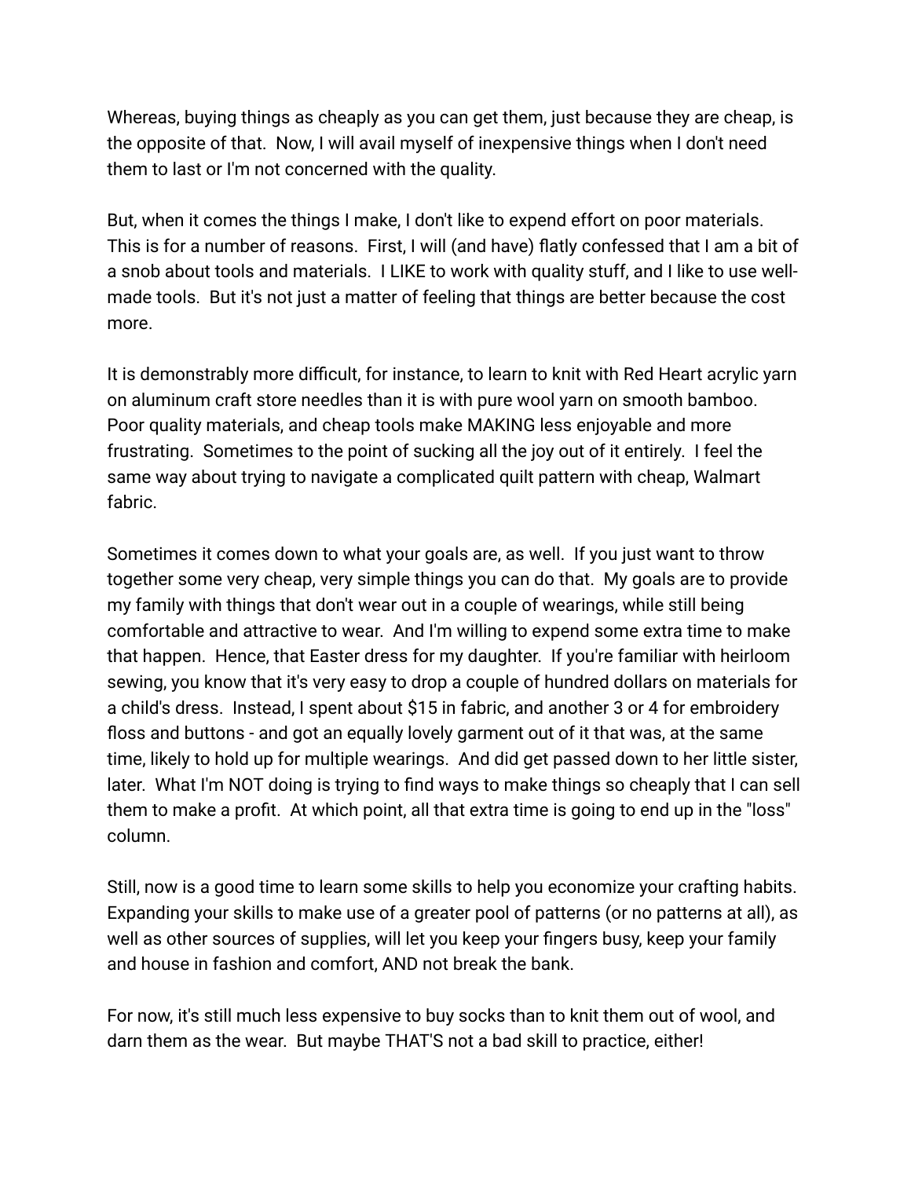Whereas, buying things as cheaply as you can get them, just because they are cheap, is the opposite of that. Now, I will avail myself of inexpensive things when I don't need them to last or I'm not concerned with the quality.

But, when it comes the things I make, I don't like to expend effort on poor materials. This is for a number of reasons. First, I will (and have) flatly confessed that I am a bit of a snob about tools and materials. I LIKE to work with quality stuff, and I like to use well-made tools. But it's not just a matter of feeling that things are better because the cost more.

It is demonstrably more difficult, for instance, to learn to knit with Red Heart acrylic yarn on aluminum craft store needles than it is with pure wool yarn on smooth bamboo. Poor quality materials, and cheap tools make MAKING less enjoyable and more frustrating. Sometimes to the point of sucking all the joy out of it entirely. I feel the same way about trying to navigate a complicated quilt pattern with cheap, Walmart fabric.

Sometimes it comes down to what your goals are, as well. If you just want to throw together some very cheap, very simple things you can do that. My goals are to provide my family with things that don't wear out in a couple of wearings, while still being comfortable and attractive to wear. And I'm willing to expend some extra time to make that happen. Hence, that Easter dress for my daughter. If you're familiar with heirloom sewing, you know that it's very easy to drop a couple of hundred dollars on materials for a child's dress. Instead, I spent about $15 in fabric, and another 3 or 4 for embroidery floss and buttons - and got an equally lovely garment out of it that was, at the same time, likely to hold up for multiple wearings. And did get passed down to her little sister, later. What I'm NOT doing is trying to find ways to make things so cheaply that I can sell them to make a profit. At which point, all that extra time is going to end up in the "loss" column.

Still, now is a good time to learn some skills to help you economize your crafting habits. Expanding your skills to make use of a greater pool of patterns (or no patterns at all), as well as other sources of supplies, will let you keep your fingers busy, keep your family and house in fashion and comfort, AND not break the bank.

For now, it's still much less expensive to buy socks than to knit them out of wool, and darn them as the wear. But maybe THAT'S not a bad skill to practice, either!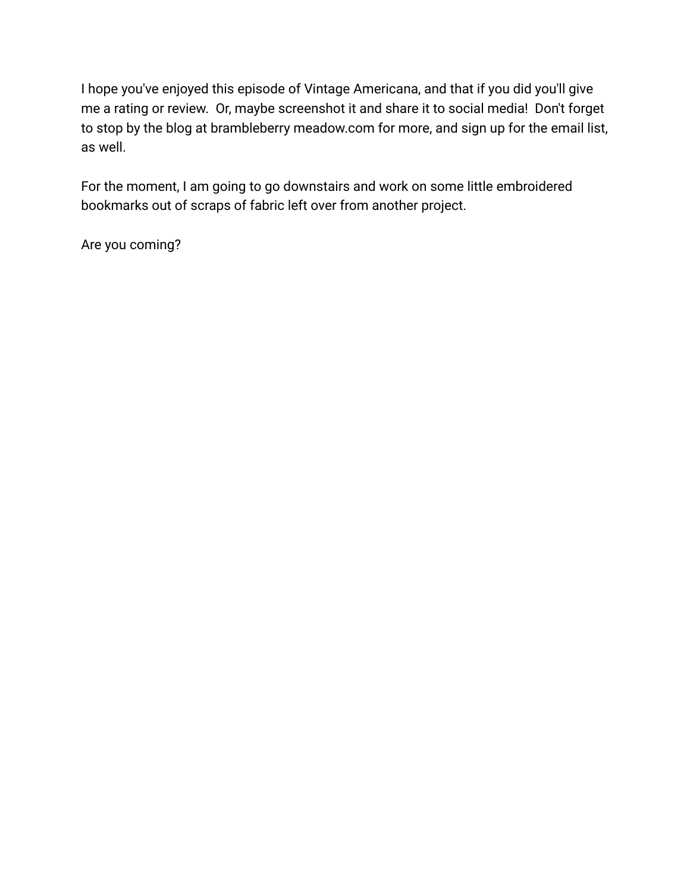I hope you've enjoyed this episode of Vintage Americana, and that if you did you'll give me a rating or review.  Or, maybe screenshot it and share it to social media!  Don't forget to stop by the blog at brambleberry meadow.com for more, and sign up for the email list, as well.

For the moment, I am going to go downstairs and work on some little embroidered bookmarks out of scraps of fabric left over from another project.

Are you coming?